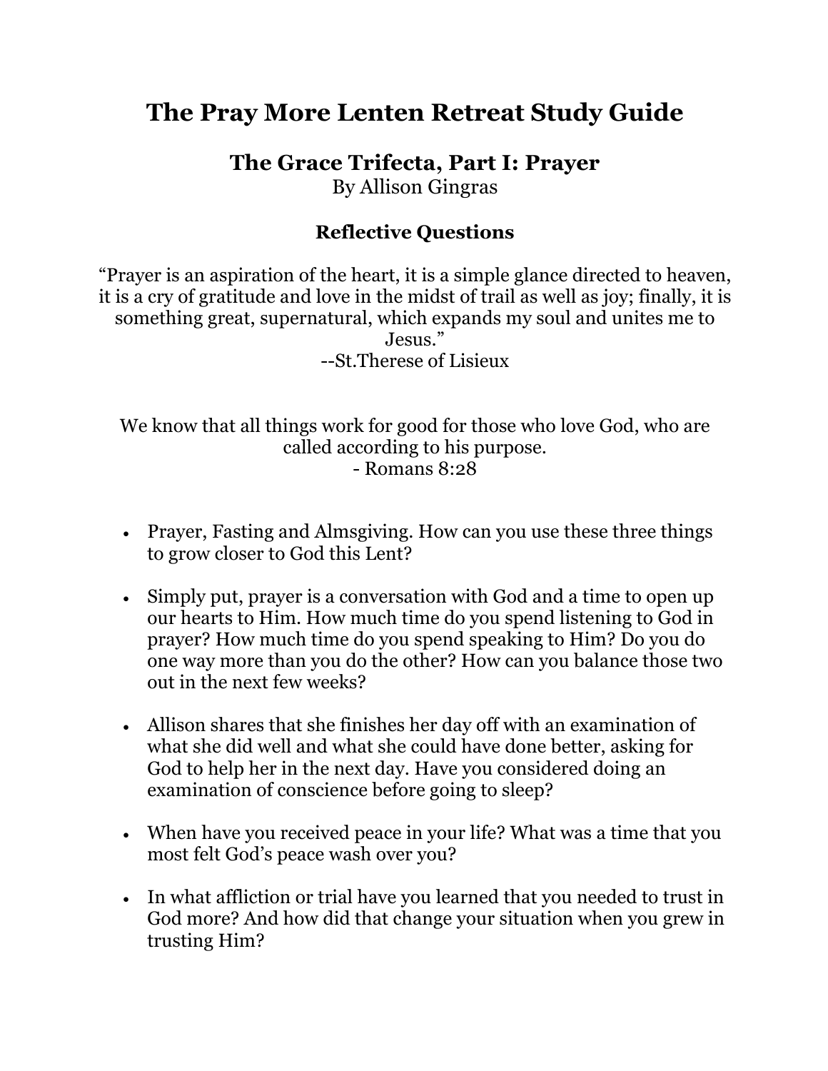# The Pray More Lenten Retreat Study Guide

## The Grace Trifecta, Part I: Prayer

By Allison Gingras

### Reflective Questions

"Prayer is an aspiration of the heart, it is a simple glance directed to heaven, it is a cry of gratitude and love in the midst of trail as well as joy; finally, it is something great, supernatural, which expands my soul and unites me to Jesus."
--St.Therese of Lisieux

We know that all things work for good for those who love God, who are called according to his purpose.
- Romans 8:28

- Prayer, Fasting and Almsgiving. How can you use these three things to grow closer to God this Lent?
- Simply put, prayer is a conversation with God and a time to open up our hearts to Him. How much time do you spend listening to God in prayer? How much time do you spend speaking to Him? Do you do one way more than you do the other? How can you balance those two out in the next few weeks?
- Allison shares that she finishes her day off with an examination of what she did well and what she could have done better, asking for God to help her in the next day. Have you considered doing an examination of conscience before going to sleep?
- When have you received peace in your life? What was a time that you most felt God's peace wash over you?
- In what affliction or trial have you learned that you needed to trust in God more? And how did that change your situation when you grew in trusting Him?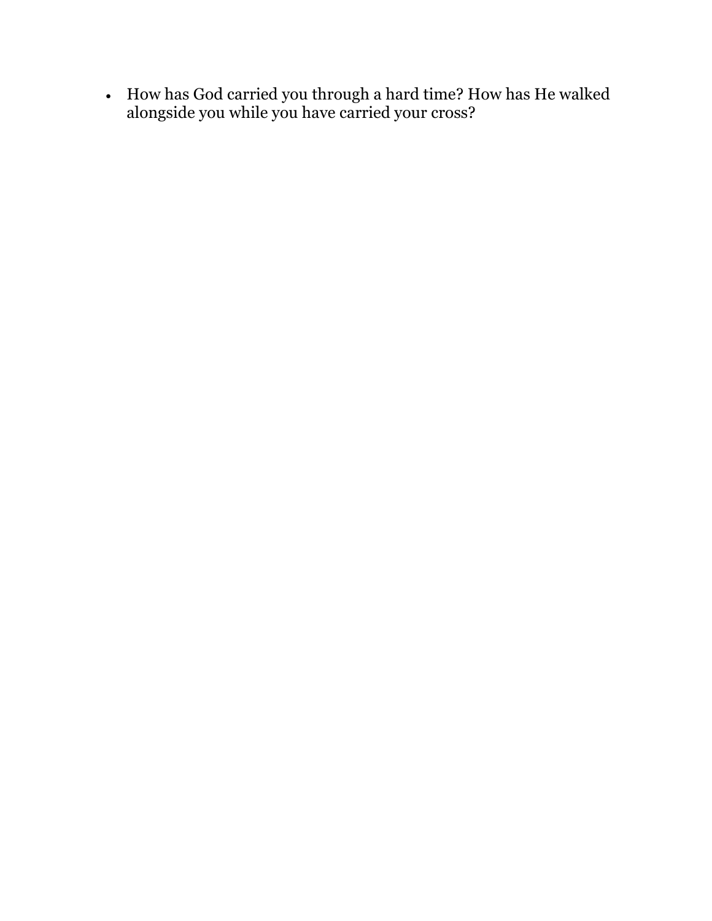- How has God carried you through a hard time? How has He walked alongside you while you have carried your cross?